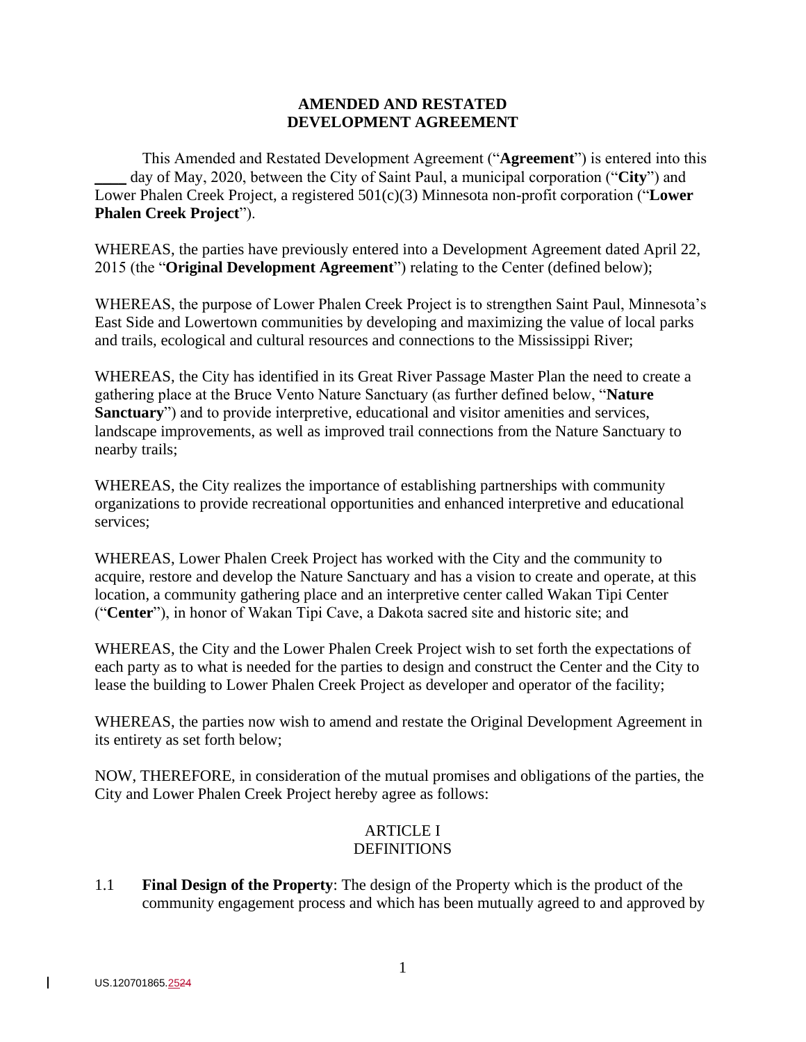# AMENDED AND RESTATED DEVELOPMENT AGREEMENT

This Amended and Restated Development Agreement ("**Agreement**") is entered into this ____ day of May, 2020, between the City of Saint Paul, a municipal corporation ("**City**") and Lower Phalen Creek Project, a registered 501(c)(3) Minnesota non-profit corporation ("**Lower Phalen Creek Project**").

WHEREAS, the parties have previously entered into a Development Agreement dated April 22, 2015 (the "**Original Development Agreement**") relating to the Center (defined below);

WHEREAS, the purpose of Lower Phalen Creek Project is to strengthen Saint Paul, Minnesota's East Side and Lowertown communities by developing and maximizing the value of local parks and trails, ecological and cultural resources and connections to the Mississippi River;

WHEREAS, the City has identified in its Great River Passage Master Plan the need to create a gathering place at the Bruce Vento Nature Sanctuary (as further defined below, "**Nature Sanctuary**") and to provide interpretive, educational and visitor amenities and services, landscape improvements, as well as improved trail connections from the Nature Sanctuary to nearby trails;

WHEREAS, the City realizes the importance of establishing partnerships with community organizations to provide recreational opportunities and enhanced interpretive and educational services;

WHEREAS, Lower Phalen Creek Project has worked with the City and the community to acquire, restore and develop the Nature Sanctuary and has a vision to create and operate, at this location, a community gathering place and an interpretive center called Wakan Tipi Center ("**Center**"), in honor of Wakan Tipi Cave, a Dakota sacred site and historic site; and

WHEREAS, the City and the Lower Phalen Creek Project wish to set forth the expectations of each party as to what is needed for the parties to design and construct the Center and the City to lease the building to Lower Phalen Creek Project as developer and operator of the facility;

WHEREAS, the parties now wish to amend and restate the Original Development Agreement in its entirety as set forth below;

NOW, THEREFORE, in consideration of the mutual promises and obligations of the parties, the City and Lower Phalen Creek Project hereby agree as follows:

## ARTICLE I
## DEFINITIONS

1.1 **Final Design of the Property**: The design of the Property which is the product of the community engagement process and which has been mutually agreed to and approved by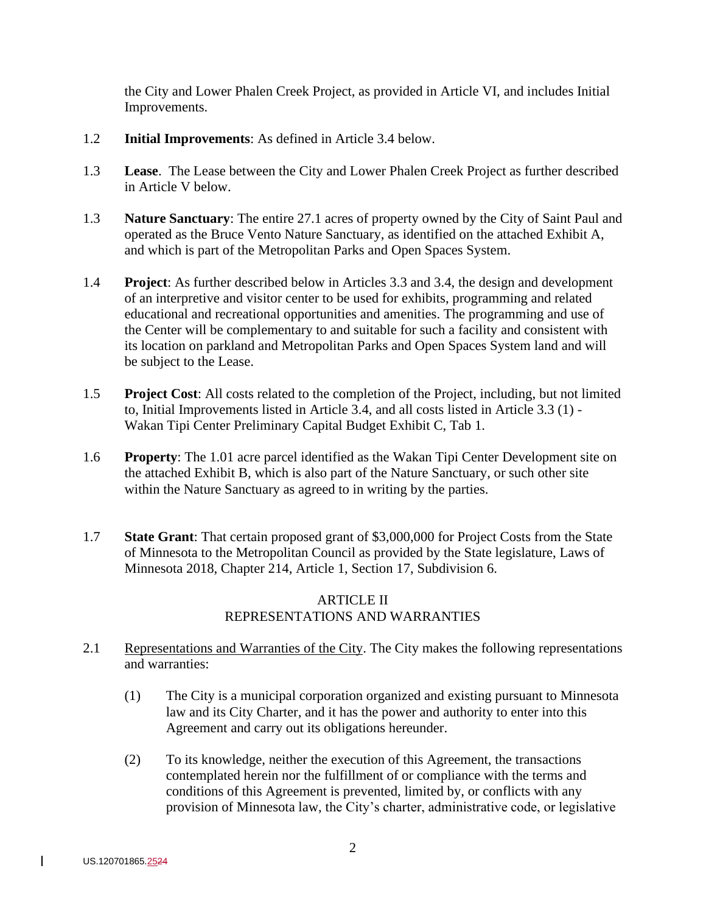the City and Lower Phalen Creek Project, as provided in Article VI, and includes Initial Improvements.

1.2 **Initial Improvements**: As defined in Article 3.4 below.

1.3 **Lease**. The Lease between the City and Lower Phalen Creek Project as further described in Article V below.

1.3 **Nature Sanctuary**: The entire 27.1 acres of property owned by the City of Saint Paul and operated as the Bruce Vento Nature Sanctuary, as identified on the attached Exhibit A, and which is part of the Metropolitan Parks and Open Spaces System.

1.4 **Project**: As further described below in Articles 3.3 and 3.4, the design and development of an interpretive and visitor center to be used for exhibits, programming and related educational and recreational opportunities and amenities. The programming and use of the Center will be complementary to and suitable for such a facility and consistent with its location on parkland and Metropolitan Parks and Open Spaces System land and will be subject to the Lease.

1.5 **Project Cost**: All costs related to the completion of the Project, including, but not limited to, Initial Improvements listed in Article 3.4, and all costs listed in Article 3.3 (1) - Wakan Tipi Center Preliminary Capital Budget Exhibit C, Tab 1.

1.6 **Property**: The 1.01 acre parcel identified as the Wakan Tipi Center Development site on the attached Exhibit B, which is also part of the Nature Sanctuary, or such other site within the Nature Sanctuary as agreed to in writing by the parties.

1.7 **State Grant**: That certain proposed grant of $3,000,000 for Project Costs from the State of Minnesota to the Metropolitan Council as provided by the State legislature, Laws of Minnesota 2018, Chapter 214, Article 1, Section 17, Subdivision 6.

## ARTICLE II
## REPRESENTATIONS AND WARRANTIES

2.1 Representations and Warranties of the City. The City makes the following representations and warranties:

(1) The City is a municipal corporation organized and existing pursuant to Minnesota law and its City Charter, and it has the power and authority to enter into this Agreement and carry out its obligations hereunder.

(2) To its knowledge, neither the execution of this Agreement, the transactions contemplated herein nor the fulfillment of or compliance with the terms and conditions of this Agreement is prevented, limited by, or conflicts with any provision of Minnesota law, the City's charter, administrative code, or legislative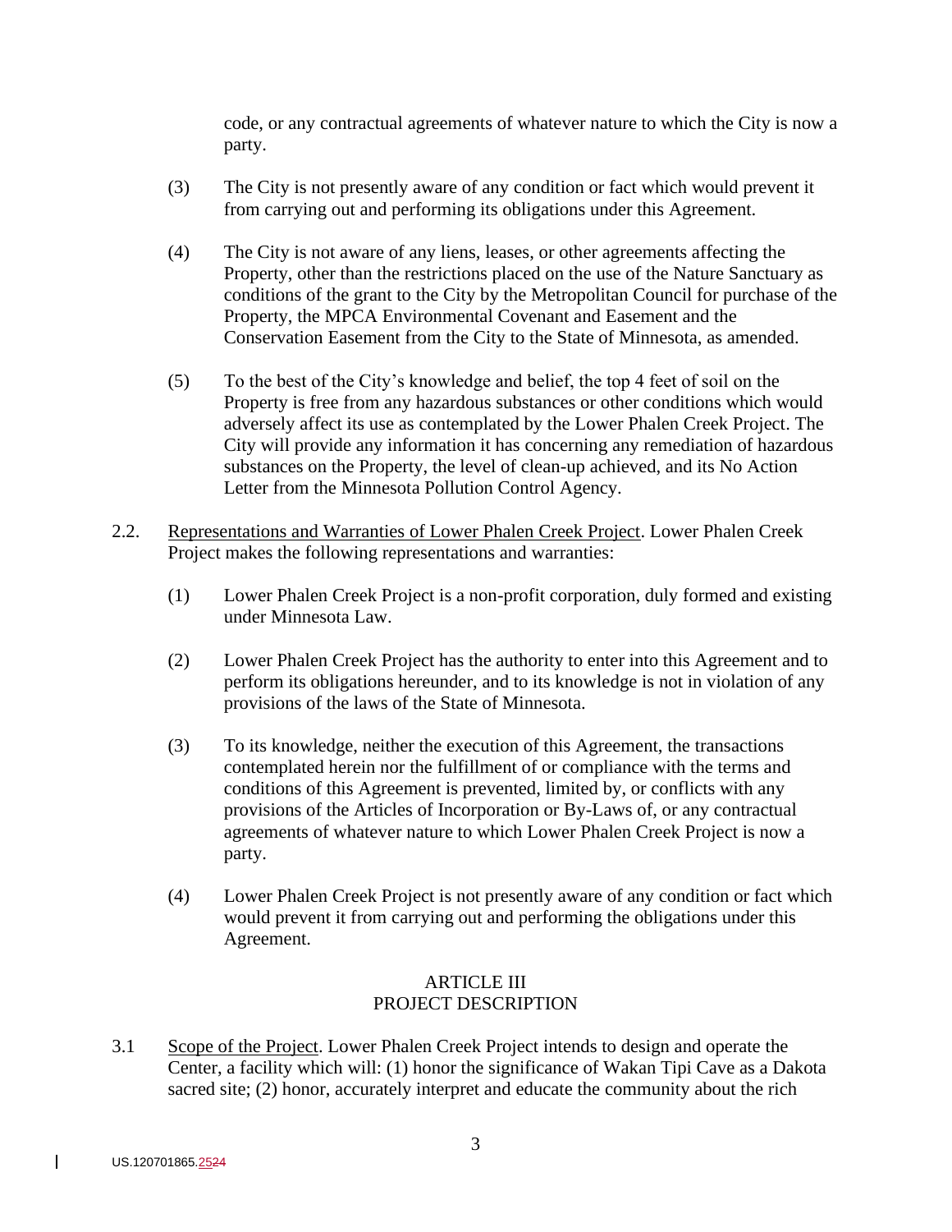code, or any contractual agreements of whatever nature to which the City is now a party.

(3) The City is not presently aware of any condition or fact which would prevent it from carrying out and performing its obligations under this Agreement.

(4) The City is not aware of any liens, leases, or other agreements affecting the Property, other than the restrictions placed on the use of the Nature Sanctuary as conditions of the grant to the City by the Metropolitan Council for purchase of the Property, the MPCA Environmental Covenant and Easement and the Conservation Easement from the City to the State of Minnesota, as amended.

(5) To the best of the City's knowledge and belief, the top 4 feet of soil on the Property is free from any hazardous substances or other conditions which would adversely affect its use as contemplated by the Lower Phalen Creek Project. The City will provide any information it has concerning any remediation of hazardous substances on the Property, the level of clean-up achieved, and its No Action Letter from the Minnesota Pollution Control Agency.

2.2. Representations and Warranties of Lower Phalen Creek Project. Lower Phalen Creek Project makes the following representations and warranties:

(1) Lower Phalen Creek Project is a non-profit corporation, duly formed and existing under Minnesota Law.

(2) Lower Phalen Creek Project has the authority to enter into this Agreement and to perform its obligations hereunder, and to its knowledge is not in violation of any provisions of the laws of the State of Minnesota.

(3) To its knowledge, neither the execution of this Agreement, the transactions contemplated herein nor the fulfillment of or compliance with the terms and conditions of this Agreement is prevented, limited by, or conflicts with any provisions of the Articles of Incorporation or By-Laws of, or any contractual agreements of whatever nature to which Lower Phalen Creek Project is now a party.

(4) Lower Phalen Creek Project is not presently aware of any condition or fact which would prevent it from carrying out and performing the obligations under this Agreement.

## ARTICLE III
## PROJECT DESCRIPTION

3.1 Scope of the Project. Lower Phalen Creek Project intends to design and operate the Center, a facility which will: (1) honor the significance of Wakan Tipi Cave as a Dakota sacred site; (2) honor, accurately interpret and educate the community about the rich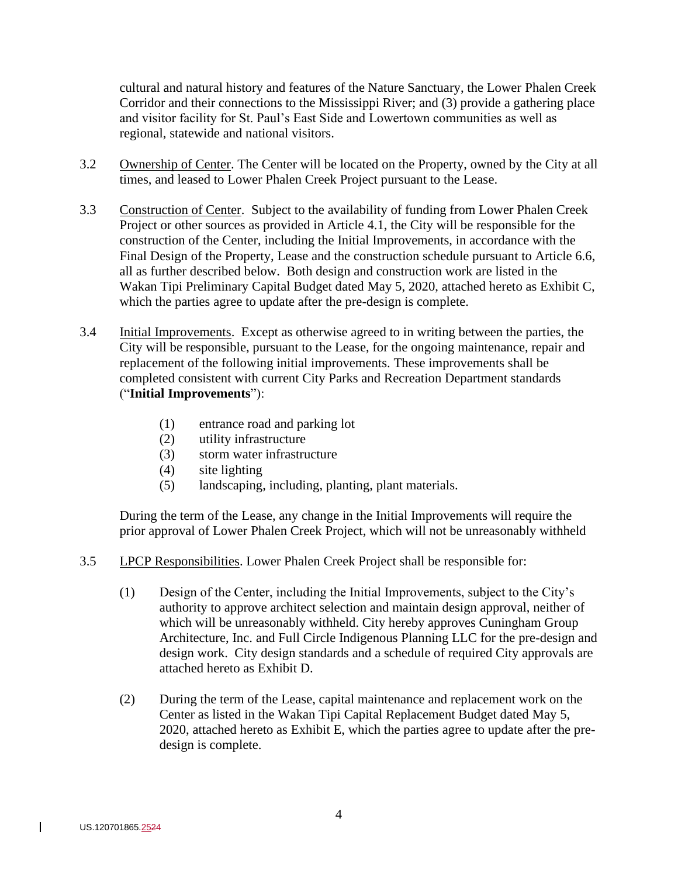cultural and natural history and features of the Nature Sanctuary, the Lower Phalen Creek Corridor and their connections to the Mississippi River; and (3) provide a gathering place and visitor facility for St. Paul's East Side and Lowertown communities as well as regional, statewide and national visitors.

3.2 Ownership of Center. The Center will be located on the Property, owned by the City at all times, and leased to Lower Phalen Creek Project pursuant to the Lease.

3.3 Construction of Center. Subject to the availability of funding from Lower Phalen Creek Project or other sources as provided in Article 4.1, the City will be responsible for the construction of the Center, including the Initial Improvements, in accordance with the Final Design of the Property, Lease and the construction schedule pursuant to Article 6.6, all as further described below. Both design and construction work are listed in the Wakan Tipi Preliminary Capital Budget dated May 5, 2020, attached hereto as Exhibit C, which the parties agree to update after the pre-design is complete.

3.4 Initial Improvements. Except as otherwise agreed to in writing between the parties, the City will be responsible, pursuant to the Lease, for the ongoing maintenance, repair and replacement of the following initial improvements. These improvements shall be completed consistent with current City Parks and Recreation Department standards ("**Initial Improvements**"):

(1) entrance road and parking lot
(2) utility infrastructure
(3) storm water infrastructure
(4) site lighting
(5) landscaping, including, planting, plant materials.

During the term of the Lease, any change in the Initial Improvements will require the prior approval of Lower Phalen Creek Project, which will not be unreasonably withheld

3.5 LPCP Responsibilities. Lower Phalen Creek Project shall be responsible for:

(1) Design of the Center, including the Initial Improvements, subject to the City's authority to approve architect selection and maintain design approval, neither of which will be unreasonably withheld. City hereby approves Cuningham Group Architecture, Inc. and Full Circle Indigenous Planning LLC for the pre-design and design work. City design standards and a schedule of required City approvals are attached hereto as Exhibit D.

(2) During the term of the Lease, capital maintenance and replacement work on the Center as listed in the Wakan Tipi Capital Replacement Budget dated May 5, 2020, attached hereto as Exhibit E, which the parties agree to update after the pre-design is complete.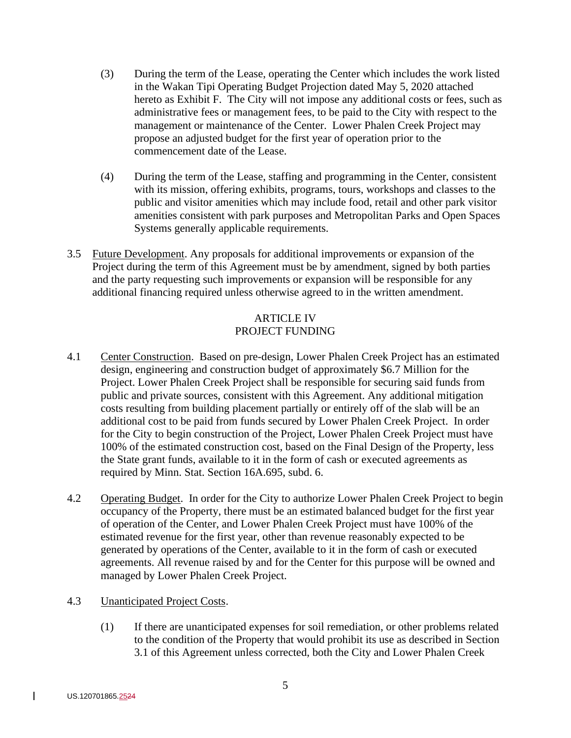(3) During the term of the Lease, operating the Center which includes the work listed in the Wakan Tipi Operating Budget Projection dated May 5, 2020 attached hereto as Exhibit F. The City will not impose any additional costs or fees, such as administrative fees or management fees, to be paid to the City with respect to the management or maintenance of the Center. Lower Phalen Creek Project may propose an adjusted budget for the first year of operation prior to the commencement date of the Lease.

(4) During the term of the Lease, staffing and programming in the Center, consistent with its mission, offering exhibits, programs, tours, workshops and classes to the public and visitor amenities which may include food, retail and other park visitor amenities consistent with park purposes and Metropolitan Parks and Open Spaces Systems generally applicable requirements.

3.5 Future Development. Any proposals for additional improvements or expansion of the Project during the term of this Agreement must be by amendment, signed by both parties and the party requesting such improvements or expansion will be responsible for any additional financing required unless otherwise agreed to in the written amendment.

## ARTICLE IV
## PROJECT FUNDING

4.1 Center Construction. Based on pre-design, Lower Phalen Creek Project has an estimated design, engineering and construction budget of approximately $6.7 Million for the Project. Lower Phalen Creek Project shall be responsible for securing said funds from public and private sources, consistent with this Agreement. Any additional mitigation costs resulting from building placement partially or entirely off of the slab will be an additional cost to be paid from funds secured by Lower Phalen Creek Project. In order for the City to begin construction of the Project, Lower Phalen Creek Project must have 100% of the estimated construction cost, based on the Final Design of the Property, less the State grant funds, available to it in the form of cash or executed agreements as required by Minn. Stat. Section 16A.695, subd. 6.

4.2 Operating Budget. In order for the City to authorize Lower Phalen Creek Project to begin occupancy of the Property, there must be an estimated balanced budget for the first year of operation of the Center, and Lower Phalen Creek Project must have 100% of the estimated revenue for the first year, other than revenue reasonably expected to be generated by operations of the Center, available to it in the form of cash or executed agreements. All revenue raised by and for the Center for this purpose will be owned and managed by Lower Phalen Creek Project.

4.3 Unanticipated Project Costs.

(1) If there are unanticipated expenses for soil remediation, or other problems related to the condition of the Property that would prohibit its use as described in Section 3.1 of this Agreement unless corrected, both the City and Lower Phalen Creek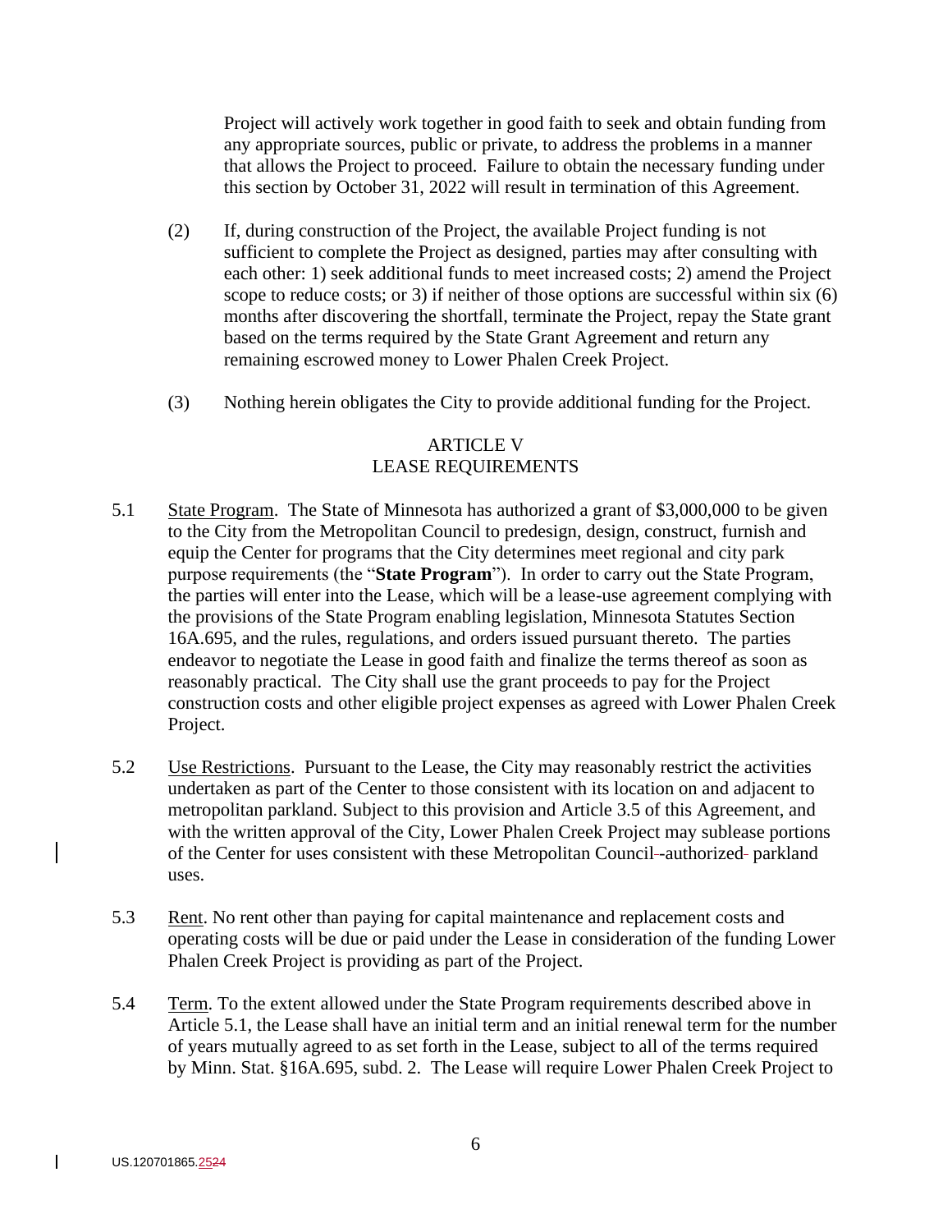Project will actively work together in good faith to seek and obtain funding from any appropriate sources, public or private, to address the problems in a manner that allows the Project to proceed. Failure to obtain the necessary funding under this section by October 31, 2022 will result in termination of this Agreement.

(2) If, during construction of the Project, the available Project funding is not sufficient to complete the Project as designed, parties may after consulting with each other: 1) seek additional funds to meet increased costs; 2) amend the Project scope to reduce costs; or 3) if neither of those options are successful within six (6) months after discovering the shortfall, terminate the Project, repay the State grant based on the terms required by the State Grant Agreement and return any remaining escrowed money to Lower Phalen Creek Project.

(3) Nothing herein obligates the City to provide additional funding for the Project.

## ARTICLE V
## LEASE REQUIREMENTS

5.1 State Program. The State of Minnesota has authorized a grant of $3,000,000 to be given to the City from the Metropolitan Council to predesign, design, construct, furnish and equip the Center for programs that the City determines meet regional and city park purpose requirements (the "**State Program**"). In order to carry out the State Program, the parties will enter into the Lease, which will be a lease-use agreement complying with the provisions of the State Program enabling legislation, Minnesota Statutes Section 16A.695, and the rules, regulations, and orders issued pursuant thereto. The parties endeavor to negotiate the Lease in good faith and finalize the terms thereof as soon as reasonably practical. The City shall use the grant proceeds to pay for the Project construction costs and other eligible project expenses as agreed with Lower Phalen Creek Project.

5.2 Use Restrictions. Pursuant to the Lease, the City may reasonably restrict the activities undertaken as part of the Center to those consistent with its location on and adjacent to metropolitan parkland. Subject to this provision and Article 3.5 of this Agreement, and with the written approval of the City, Lower Phalen Creek Project may sublease portions of the Center for uses consistent with these Metropolitan Council-authorized parkland uses.

5.3 Rent. No rent other than paying for capital maintenance and replacement costs and operating costs will be due or paid under the Lease in consideration of the funding Lower Phalen Creek Project is providing as part of the Project.

5.4 Term. To the extent allowed under the State Program requirements described above in Article 5.1, the Lease shall have an initial term and an initial renewal term for the number of years mutually agreed to as set forth in the Lease, subject to all of the terms required by Minn. Stat. §16A.695, subd. 2. The Lease will require Lower Phalen Creek Project to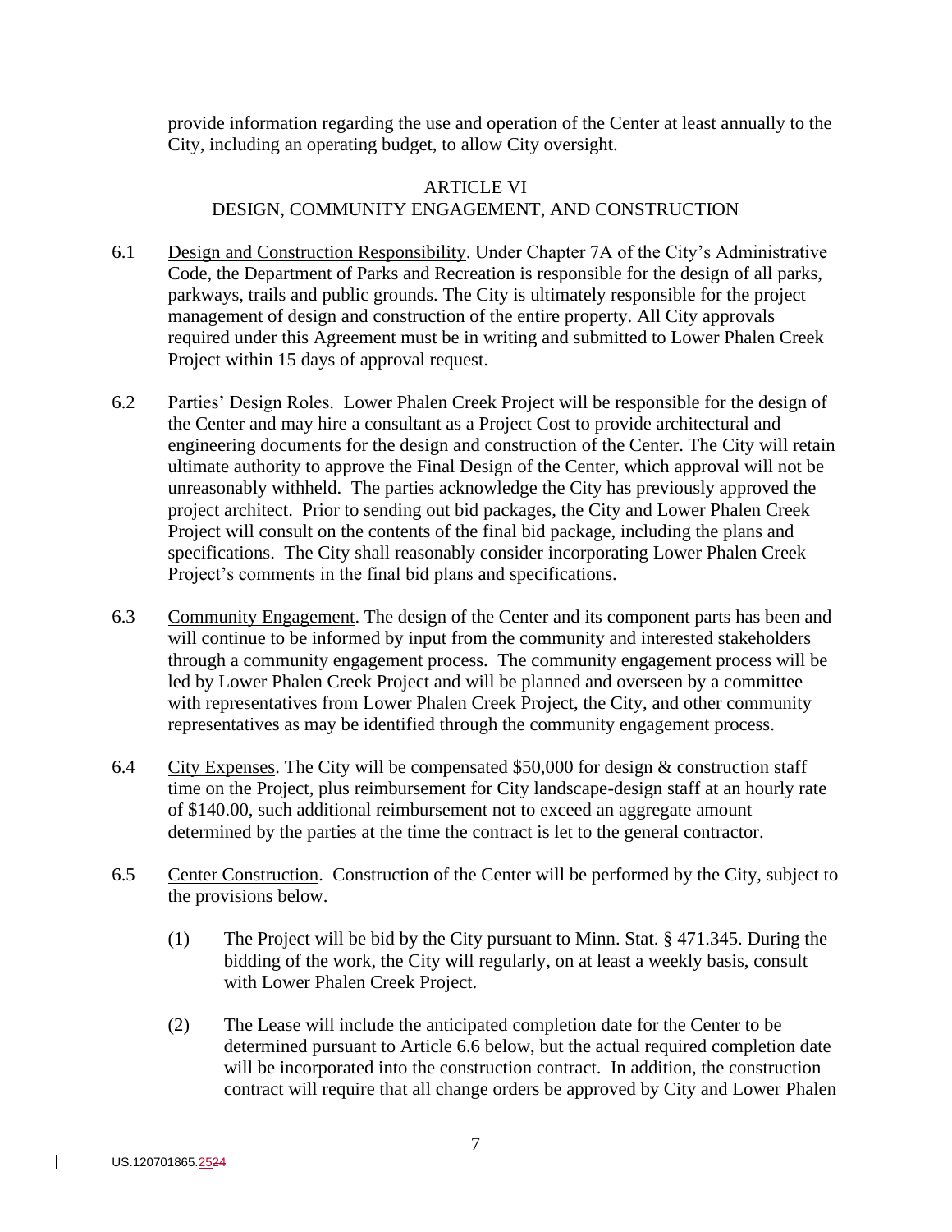provide information regarding the use and operation of the Center at least annually to the City, including an operating budget, to allow City oversight.

## ARTICLE VI
## DESIGN, COMMUNITY ENGAGEMENT, AND CONSTRUCTION

6.1 Design and Construction Responsibility. Under Chapter 7A of the City's Administrative Code, the Department of Parks and Recreation is responsible for the design of all parks, parkways, trails and public grounds. The City is ultimately responsible for the project management of design and construction of the entire property. All City approvals required under this Agreement must be in writing and submitted to Lower Phalen Creek Project within 15 days of approval request.

6.2 Parties' Design Roles. Lower Phalen Creek Project will be responsible for the design of the Center and may hire a consultant as a Project Cost to provide architectural and engineering documents for the design and construction of the Center. The City will retain ultimate authority to approve the Final Design of the Center, which approval will not be unreasonably withheld. The parties acknowledge the City has previously approved the project architect. Prior to sending out bid packages, the City and Lower Phalen Creek Project will consult on the contents of the final bid package, including the plans and specifications. The City shall reasonably consider incorporating Lower Phalen Creek Project's comments in the final bid plans and specifications.

6.3 Community Engagement. The design of the Center and its component parts has been and will continue to be informed by input from the community and interested stakeholders through a community engagement process. The community engagement process will be led by Lower Phalen Creek Project and will be planned and overseen by a committee with representatives from Lower Phalen Creek Project, the City, and other community representatives as may be identified through the community engagement process.

6.4 City Expenses. The City will be compensated $50,000 for design & construction staff time on the Project, plus reimbursement for City landscape-design staff at an hourly rate of $140.00, such additional reimbursement not to exceed an aggregate amount determined by the parties at the time the contract is let to the general contractor.

6.5 Center Construction. Construction of the Center will be performed by the City, subject to the provisions below.

(1) The Project will be bid by the City pursuant to Minn. Stat. § 471.345. During the bidding of the work, the City will regularly, on at least a weekly basis, consult with Lower Phalen Creek Project.

(2) The Lease will include the anticipated completion date for the Center to be determined pursuant to Article 6.6 below, but the actual required completion date will be incorporated into the construction contract. In addition, the construction contract will require that all change orders be approved by City and Lower Phalen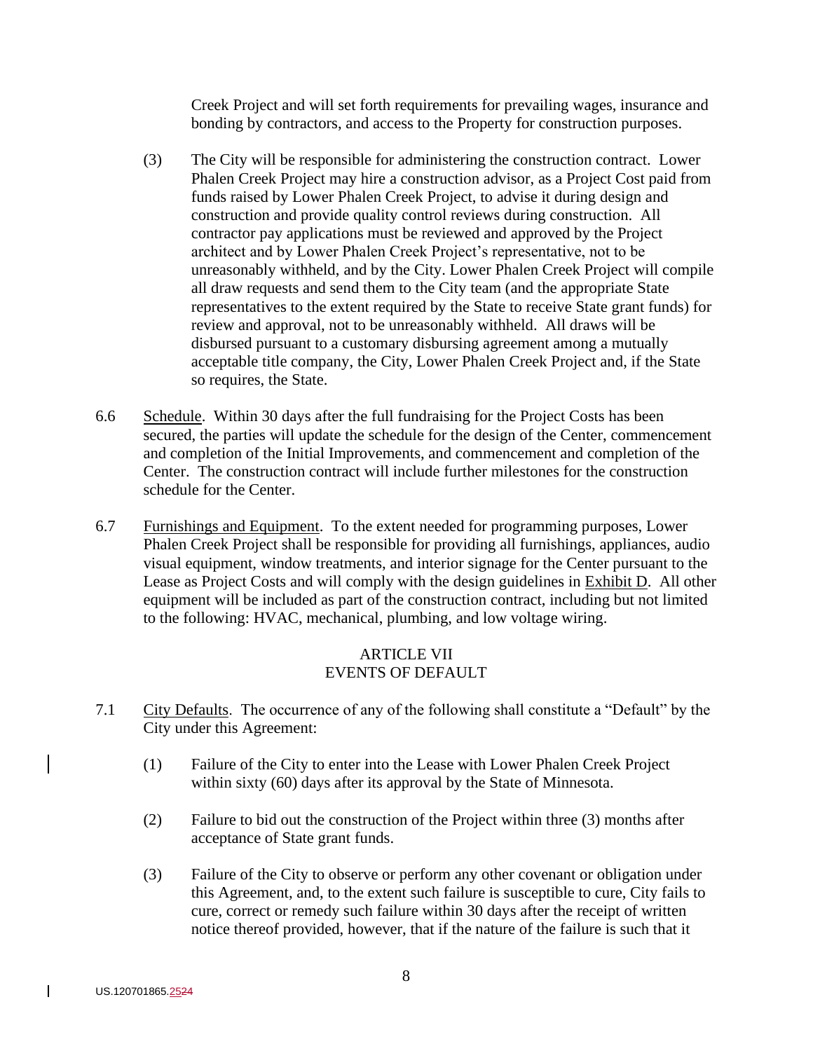Creek Project and will set forth requirements for prevailing wages, insurance and bonding by contractors, and access to the Property for construction purposes.

(3) The City will be responsible for administering the construction contract. Lower Phalen Creek Project may hire a construction advisor, as a Project Cost paid from funds raised by Lower Phalen Creek Project, to advise it during design and construction and provide quality control reviews during construction. All contractor pay applications must be reviewed and approved by the Project architect and by Lower Phalen Creek Project's representative, not to be unreasonably withheld, and by the City. Lower Phalen Creek Project will compile all draw requests and send them to the City team (and the appropriate State representatives to the extent required by the State to receive State grant funds) for review and approval, not to be unreasonably withheld. All draws will be disbursed pursuant to a customary disbursing agreement among a mutually acceptable title company, the City, Lower Phalen Creek Project and, if the State so requires, the State.

6.6 Schedule. Within 30 days after the full fundraising for the Project Costs has been secured, the parties will update the schedule for the design of the Center, commencement and completion of the Initial Improvements, and commencement and completion of the Center. The construction contract will include further milestones for the construction schedule for the Center.

6.7 Furnishings and Equipment. To the extent needed for programming purposes, Lower Phalen Creek Project shall be responsible for providing all furnishings, appliances, audio visual equipment, window treatments, and interior signage for the Center pursuant to the Lease as Project Costs and will comply with the design guidelines in Exhibit D. All other equipment will be included as part of the construction contract, including but not limited to the following: HVAC, mechanical, plumbing, and low voltage wiring.

## ARTICLE VII
## EVENTS OF DEFAULT

7.1 City Defaults. The occurrence of any of the following shall constitute a "Default" by the City under this Agreement:

(1) Failure of the City to enter into the Lease with Lower Phalen Creek Project within sixty (60) days after its approval by the State of Minnesota.

(2) Failure to bid out the construction of the Project within three (3) months after acceptance of State grant funds.

(3) Failure of the City to observe or perform any other covenant or obligation under this Agreement, and, to the extent such failure is susceptible to cure, City fails to cure, correct or remedy such failure within 30 days after the receipt of written notice thereof provided, however, that if the nature of the failure is such that it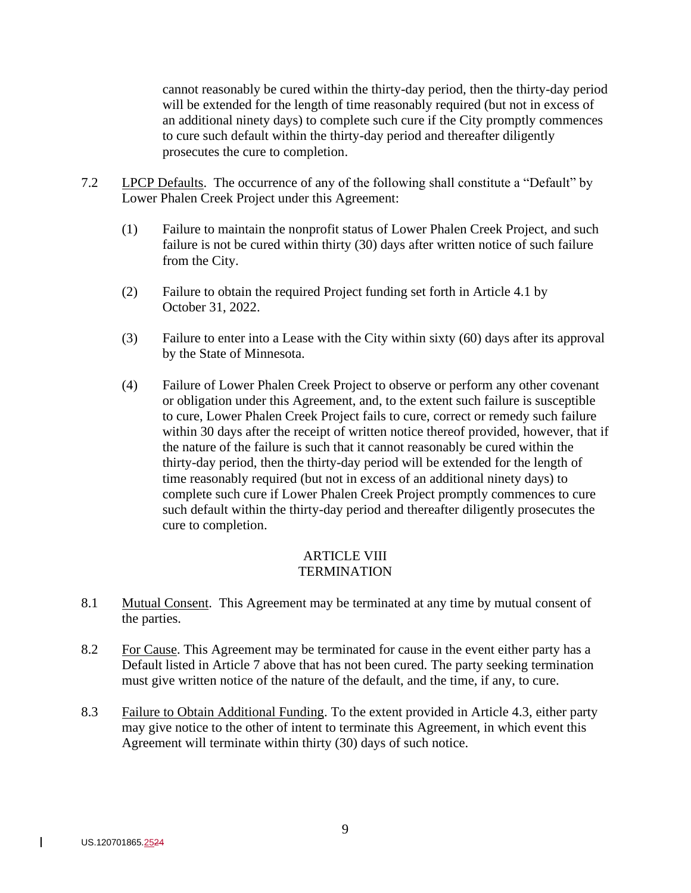cannot reasonably be cured within the thirty-day period, then the thirty-day period will be extended for the length of time reasonably required (but not in excess of an additional ninety days) to complete such cure if the City promptly commences to cure such default within the thirty-day period and thereafter diligently prosecutes the cure to completion.

7.2 <u>LPCP Defaults</u>. The occurrence of any of the following shall constitute a "Default" by Lower Phalen Creek Project under this Agreement:

(1) Failure to maintain the nonprofit status of Lower Phalen Creek Project, and such failure is not be cured within thirty (30) days after written notice of such failure from the City.

(2) Failure to obtain the required Project funding set forth in Article 4.1 by October 31, 2022.

(3) Failure to enter into a Lease with the City within sixty (60) days after its approval by the State of Minnesota.

(4) Failure of Lower Phalen Creek Project to observe or perform any other covenant or obligation under this Agreement, and, to the extent such failure is susceptible to cure, Lower Phalen Creek Project fails to cure, correct or remedy such failure within 30 days after the receipt of written notice thereof provided, however, that if the nature of the failure is such that it cannot reasonably be cured within the thirty-day period, then the thirty-day period will be extended for the length of time reasonably required (but not in excess of an additional ninety days) to complete such cure if Lower Phalen Creek Project promptly commences to cure such default within the thirty-day period and thereafter diligently prosecutes the cure to completion.

## ARTICLE VIII
## TERMINATION

8.1 <u>Mutual Consent</u>. This Agreement may be terminated at any time by mutual consent of the parties.

8.2 <u>For Cause</u>. This Agreement may be terminated for cause in the event either party has a Default listed in Article 7 above that has not been cured. The party seeking termination must give written notice of the nature of the default, and the time, if any, to cure.

8.3 <u>Failure to Obtain Additional Funding</u>. To the extent provided in Article 4.3, either party may give notice to the other of intent to terminate this Agreement, in which event this Agreement will terminate within thirty (30) days of such notice.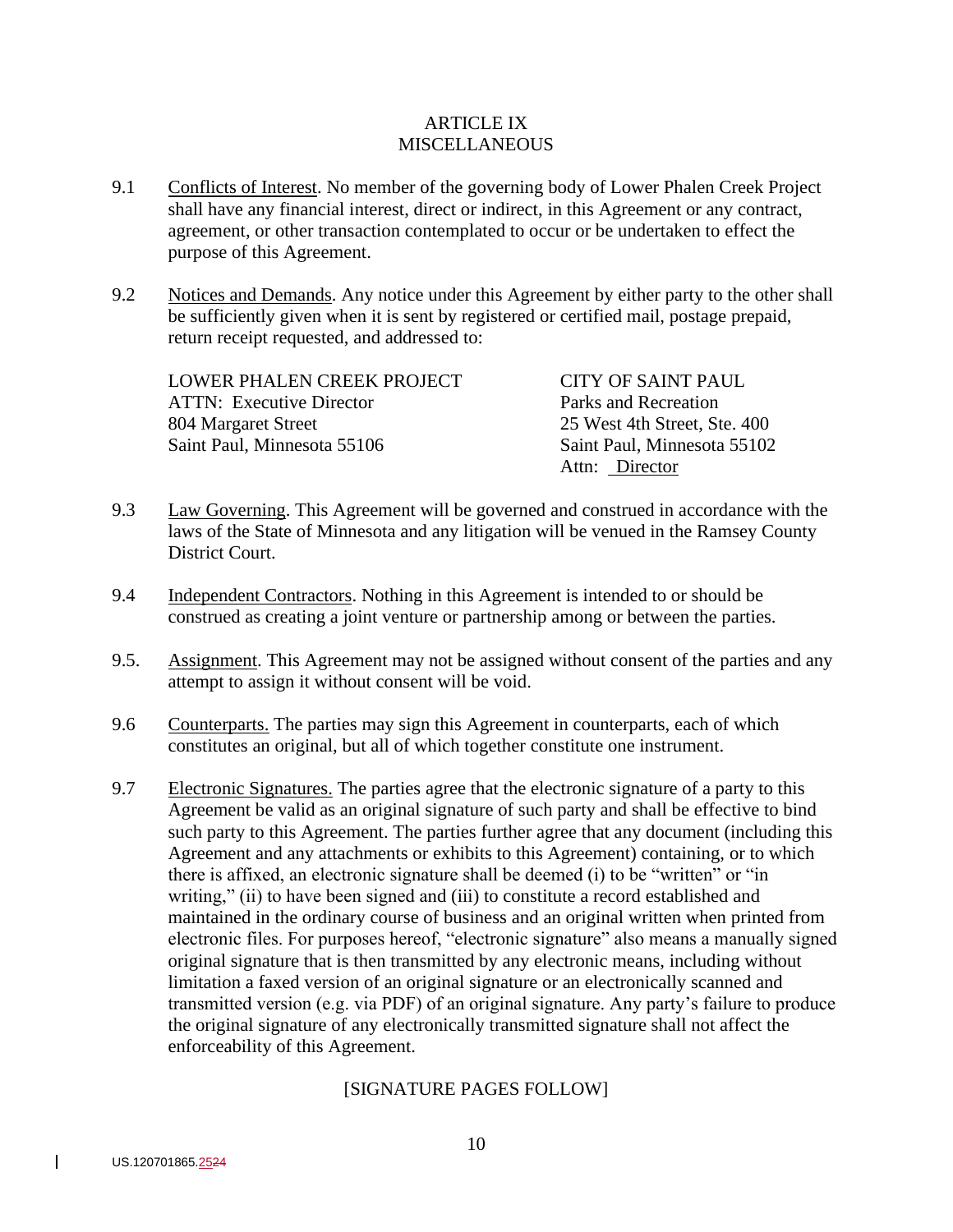# ARTICLE IX
# MISCELLANEOUS

9.1 Conflicts of Interest. No member of the governing body of Lower Phalen Creek Project shall have any financial interest, direct or indirect, in this Agreement or any contract, agreement, or other transaction contemplated to occur or be undertaken to effect the purpose of this Agreement.

9.2 Notices and Demands. Any notice under this Agreement by either party to the other shall be sufficiently given when it is sent by registered or certified mail, postage prepaid, return receipt requested, and addressed to:

LOWER PHALEN CREEK PROJECT
ATTN: Executive Director
804 Margaret Street
Saint Paul, Minnesota 55106

CITY OF SAINT PAUL
Parks and Recreation
25 West 4th Street, Ste. 400
Saint Paul, Minnesota 55102
Attn: Director

9.3 Law Governing. This Agreement will be governed and construed in accordance with the laws of the State of Minnesota and any litigation will be venued in the Ramsey County District Court.

9.4 Independent Contractors. Nothing in this Agreement is intended to or should be construed as creating a joint venture or partnership among or between the parties.

9.5. Assignment. This Agreement may not be assigned without consent of the parties and any attempt to assign it without consent will be void.

9.6 Counterparts. The parties may sign this Agreement in counterparts, each of which constitutes an original, but all of which together constitute one instrument.

9.7 Electronic Signatures. The parties agree that the electronic signature of a party to this Agreement be valid as an original signature of such party and shall be effective to bind such party to this Agreement. The parties further agree that any document (including this Agreement and any attachments or exhibits to this Agreement) containing, or to which there is affixed, an electronic signature shall be deemed (i) to be "written" or "in writing," (ii) to have been signed and (iii) to constitute a record established and maintained in the ordinary course of business and an original written when printed from electronic files. For purposes hereof, "electronic signature" also means a manually signed original signature that is then transmitted by any electronic means, including without limitation a faxed version of an original signature or an electronically scanned and transmitted version (e.g. via PDF) of an original signature. Any party's failure to produce the original signature of any electronically transmitted signature shall not affect the enforceability of this Agreement.

[SIGNATURE PAGES FOLLOW]

US.120701865.2524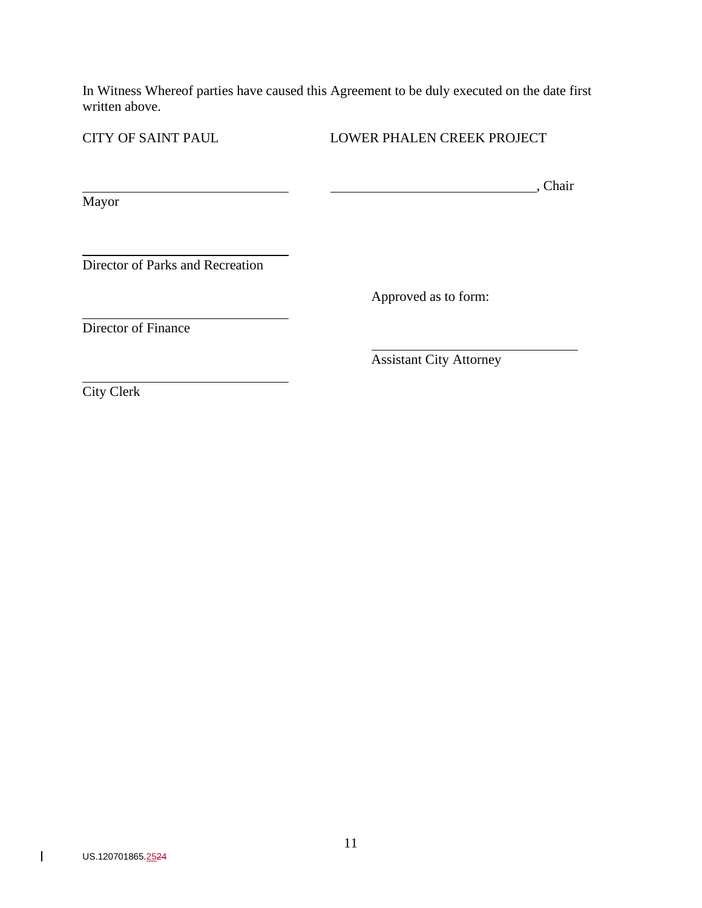In Witness Whereof parties have caused this Agreement to be duly executed on the date first written above.

CITY OF SAINT PAUL

\_\_\_\_\_\_\_\_\_\_\_\_\_\_\_\_\_\_\_\_\_\_\_\_\_\_\_\_\_\_
Mayor

\_\_\_\_\_\_\_\_\_\_\_\_\_\_\_\_\_\_\_\_\_\_\_\_\_\_\_\_\_\_
Director of Parks and Recreation

\_\_\_\_\_\_\_\_\_\_\_\_\_\_\_\_\_\_\_\_\_\_\_\_\_\_\_\_\_\_
Director of Finance

\_\_\_\_\_\_\_\_\_\_\_\_\_\_\_\_\_\_\_\_\_\_\_\_\_\_\_\_\_\_
City Clerk

LOWER PHALEN CREEK PROJECT

\_\_\_\_\_\_\_\_\_\_\_\_\_\_\_\_\_\_\_\_\_\_\_\_\_\_\_\_\_\_, Chair

Approved as to form:

\_\_\_\_\_\_\_\_\_\_\_\_\_\_\_\_\_\_\_\_\_\_\_\_\_\_\_\_\_\_
Assistant City Attorney

US.120701865.2524